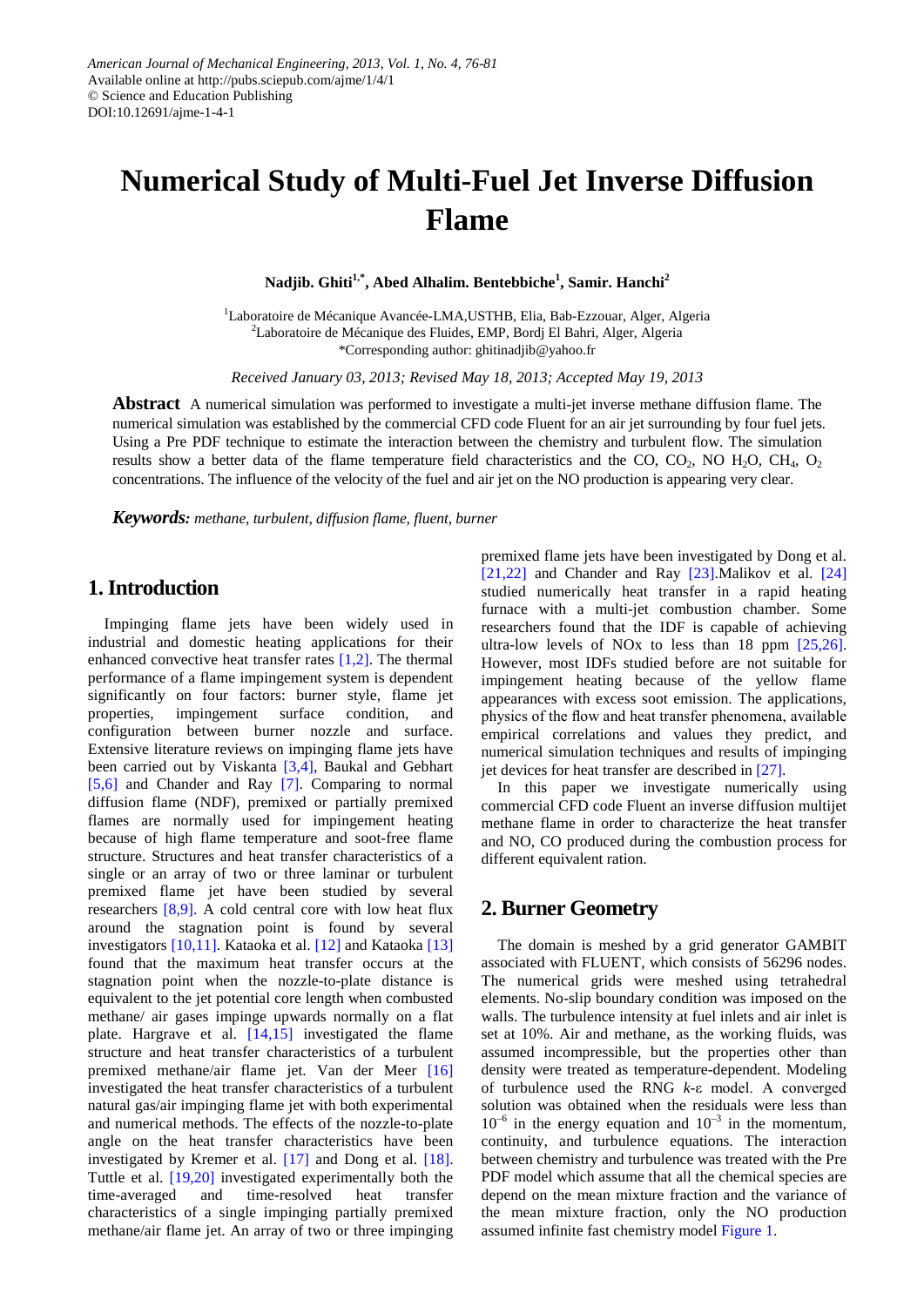American Journal of Mechanical Engineering, 2013, Vol. 1, No. 4, 76-81
Available online at http://pubs.sciepub.com/ajme/1/4/1
© Science and Education Publishing
DOI:10.12691/ajme-1-4-1

# Numerical Study of Multi-Fuel Jet Inverse Diffusion Flame

**Nadjib. Ghiti[1,*], Abed Alhalim. Bentebbiche[1], Samir. Hanchi[2]**

[1]Laboratoire de Mécanique Avancée-LMA,USTHB, Elia, Bab-Ezzouar, Alger, Algeria
[2]Laboratoire de Mécanique des Fluides, EMP, Bordj El Bahri, Alger, Algeria
*Corresponding author: ghitinadjib@yahoo.fr

*Received January 03, 2013; Revised May 18, 2013; Accepted May 19, 2013*

**Abstract** A numerical simulation was performed to investigate a multi-jet inverse methane diffusion flame. The numerical simulation was established by the commercial CFD code Fluent for an air jet surrounding by four fuel jets. Using a Pre PDF technique to estimate the interaction between the chemistry and turbulent flow. The simulation results show a better data of the flame temperature field characteristics and the CO, $CO_2$, NO $H_2O$, $CH_4$, $O_2$ concentrations. The influence of the velocity of the fuel and air jet on the NO production is appearing very clear.

***Keywords:*** *methane, turbulent, diffusion flame, fluent, burner*

## 1. Introduction

Impinging flame jets have been widely used in industrial and domestic heating applications for their enhanced convective heat transfer rates [1,2]. The thermal performance of a flame impingement system is dependent significantly on four factors: burner style, flame jet properties, impingement surface condition, and configuration between burner nozzle and surface. Extensive literature reviews on impinging flame jets have been carried out by Viskanta [3,4], Baukal and Gebhart [5,6] and Chander and Ray [7]. Comparing to normal diffusion flame (NDF), premixed or partially premixed flames are normally used for impingement heating because of high flame temperature and soot-free flame structure. Structures and heat transfer characteristics of a single or an array of two or three laminar or turbulent premixed flame jet have been studied by several researchers [8,9]. A cold central core with low heat flux around the stagnation point is found by several investigators [10,11]. Kataoka et al. [12] and Kataoka [13] found that the maximum heat transfer occurs at the stagnation point when the nozzle-to-plate distance is equivalent to the jet potential core length when combusted methane/ air gases impinge upwards normally on a flat plate. Hargrave et al. [14,15] investigated the flame structure and heat transfer characteristics of a turbulent premixed methane/air flame jet. Van der Meer [16] investigated the heat transfer characteristics of a turbulent natural gas/air impinging flame jet with both experimental and numerical methods. The effects of the nozzle-to-plate angle on the heat transfer characteristics have been investigated by Kremer et al. [17] and Dong et al. [18]. Tuttle et al. [19,20] investigated experimentally both the time-averaged and time-resolved heat transfer characteristics of a single impinging partially premixed methane/air flame jet. An array of two or three impinging premixed flame jets have been investigated by Dong et al. [21,22] and Chander and Ray [23].Malikov et al. [24] studied numerically heat transfer in a rapid heating furnace with a multi-jet combustion chamber. Some researchers found that the IDF is capable of achieving ultra-low levels of NOx to less than 18 ppm [25,26]. However, most IDFs studied before are not suitable for impingement heating because of the yellow flame appearances with excess soot emission. The applications, physics of the flow and heat transfer phenomena, available empirical correlations and values they predict, and numerical simulation techniques and results of impinging jet devices for heat transfer are described in [27].

In this paper we investigate numerically using commercial CFD code Fluent an inverse diffusion multijet methane flame in order to characterize the heat transfer and NO, CO produced during the combustion process for different equivalent ration.

## 2. Burner Geometry

The domain is meshed by a grid generator GAMBIT associated with FLUENT, which consists of 56296 nodes. The numerical grids were meshed using tetrahedral elements. No-slip boundary condition was imposed on the walls. The turbulence intensity at fuel inlets and air inlet is set at 10%. Air and methane, as the working fluids, was assumed incompressible, but the properties other than density were treated as temperature-dependent. Modeling of turbulence used the RNG $k$-$\varepsilon$ model. A converged solution was obtained when the residuals were less than $10^{-6}$ in the energy equation and $10^{-3}$ in the momentum, continuity, and turbulence equations. The interaction between chemistry and turbulence was treated with the Pre PDF model which assume that all the chemical species are depend on the mean mixture fraction and the variance of the mean mixture fraction, only the NO production assumed infinite fast chemistry model Figure 1.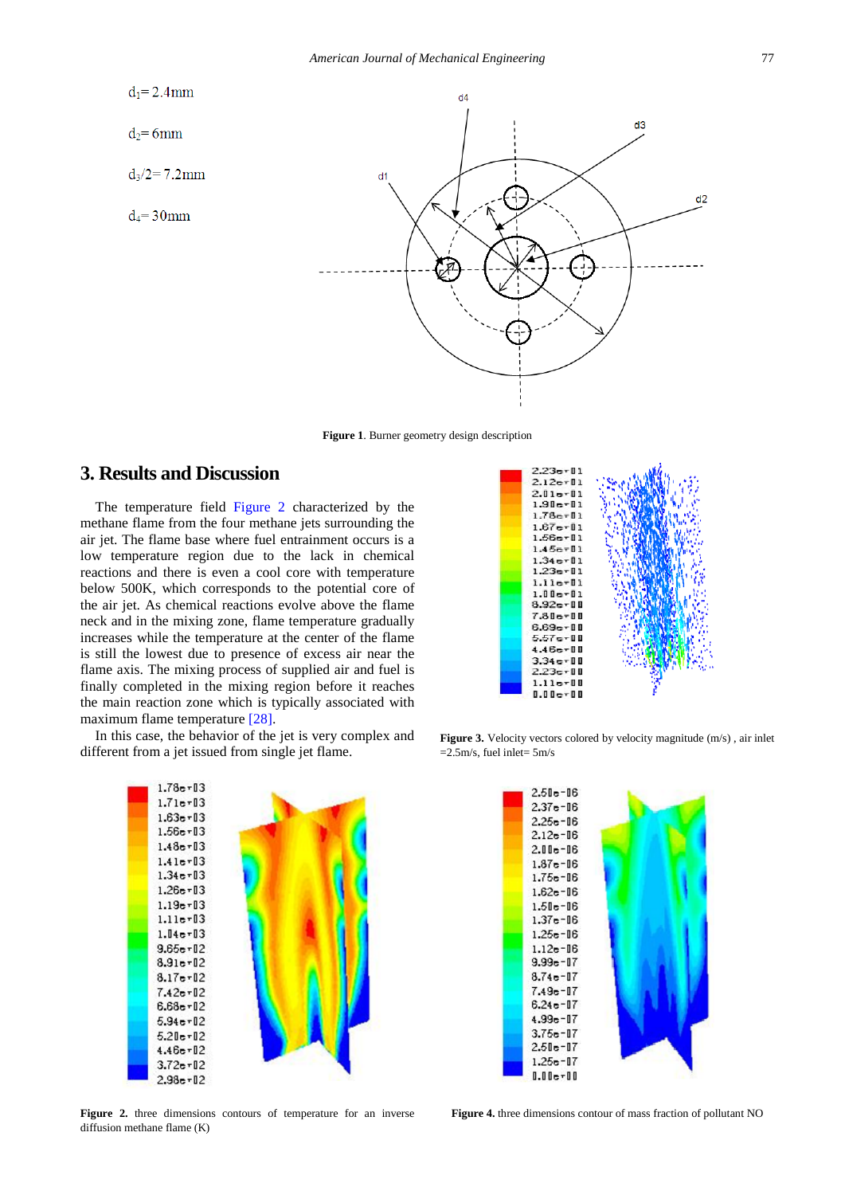$d_1$= 2.4mm

$d_2$= 6mm

$d_3/2$= 7.2mm

$d_4$= 30mm

**Figure 1**. Burner geometry design description

## 3. Results and Discussion

The temperature field Figure 2 characterized by the methane flame from the four methane jets surrounding the air jet. The flame base where fuel entrainment occurs is a low temperature region due to the lack in chemical reactions and there is even a cool core with temperature below 500K, which corresponds to the potential core of the air jet. As chemical reactions evolve above the flame neck and in the mixing zone, flame temperature gradually increases while the temperature at the center of the flame is still the lowest due to presence of excess air near the flame axis. The mixing process of supplied air and fuel is finally completed in the mixing region before it reaches the main reaction zone which is typically associated with maximum flame temperature [28].

In this case, the behavior of the jet is very complex and different from a jet issued from single jet flame.

**Figure 3.** Velocity vectors colored by velocity magnitude (m/s) , air inlet =2.5m/s, fuel inlet= 5m/s

**Figure 2.** three dimensions contours of temperature for an inverse diffusion methane flame (K)

**Figure 4.** three dimensions contour of mass fraction of pollutant NO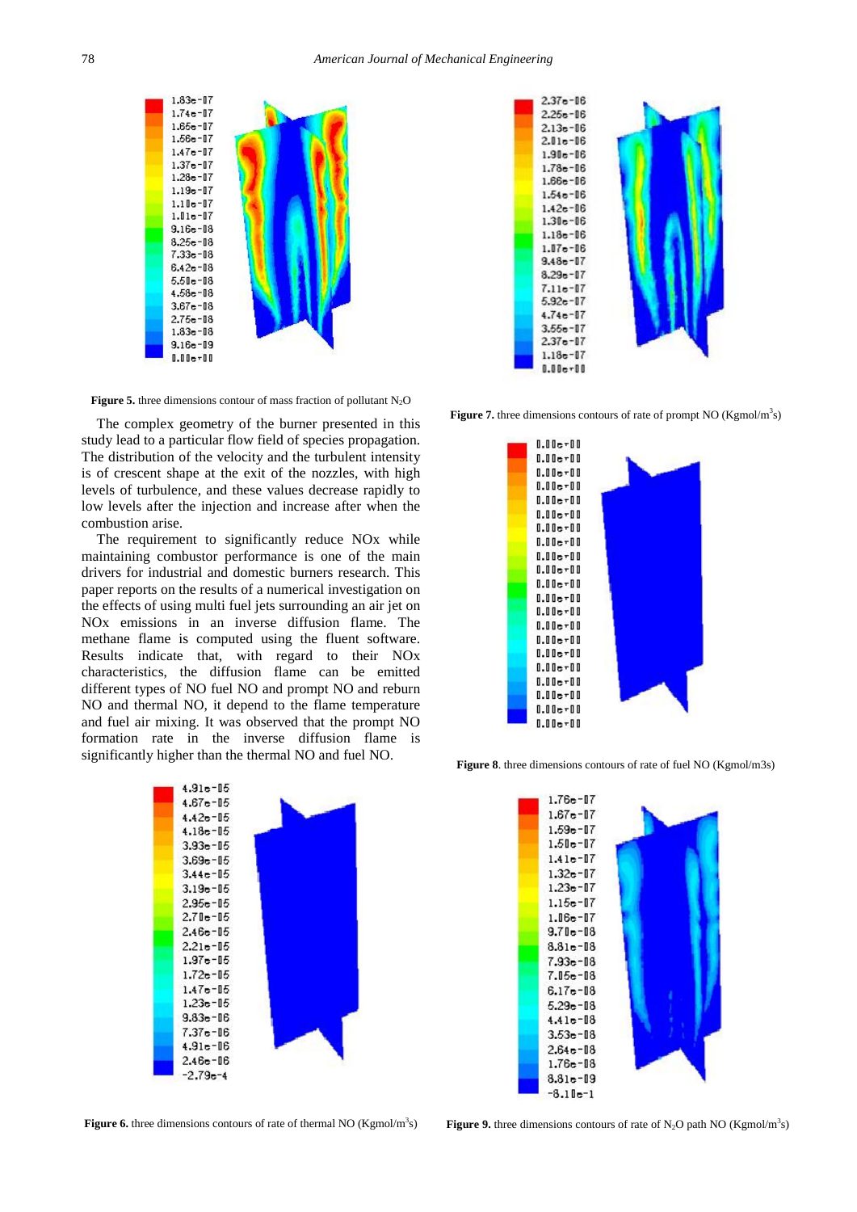**Figure 5.** three dimensions contour of mass fraction of pollutant $N_2O$

The complex geometry of the burner presented in this study lead to a particular flow field of species propagation. The distribution of the velocity and the turbulent intensity is of crescent shape at the exit of the nozzles, with high levels of turbulence, and these values decrease rapidly to low levels after the injection and increase after when the combustion arise.

The requirement to significantly reduce NOx while maintaining combustor performance is one of the main drivers for industrial and domestic burners research. This paper reports on the results of a numerical investigation on the effects of using multi fuel jets surrounding an air jet on NOx emissions in an inverse diffusion flame. The methane flame is computed using the fluent software. Results indicate that, with regard to their NOx characteristics, the diffusion flame can be emitted different types of NO fuel NO and prompt NO and reburn NO and thermal NO, it depend to the flame temperature and fuel air mixing. It was observed that the prompt NO formation rate in the inverse diffusion flame is significantly higher than the thermal NO and fuel NO.

**Figure 6.** three dimensions contours of rate of thermal NO (Kgmol/m$^3$s)

**Figure 7.** three dimensions contours of rate of prompt NO (Kgmol/m$^3$s)

**Figure 8**. three dimensions contours of rate of fuel NO (Kgmol/m3s)

**Figure 9.** three dimensions contours of rate of $N_2O$ path NO (Kgmol/m$^3$s)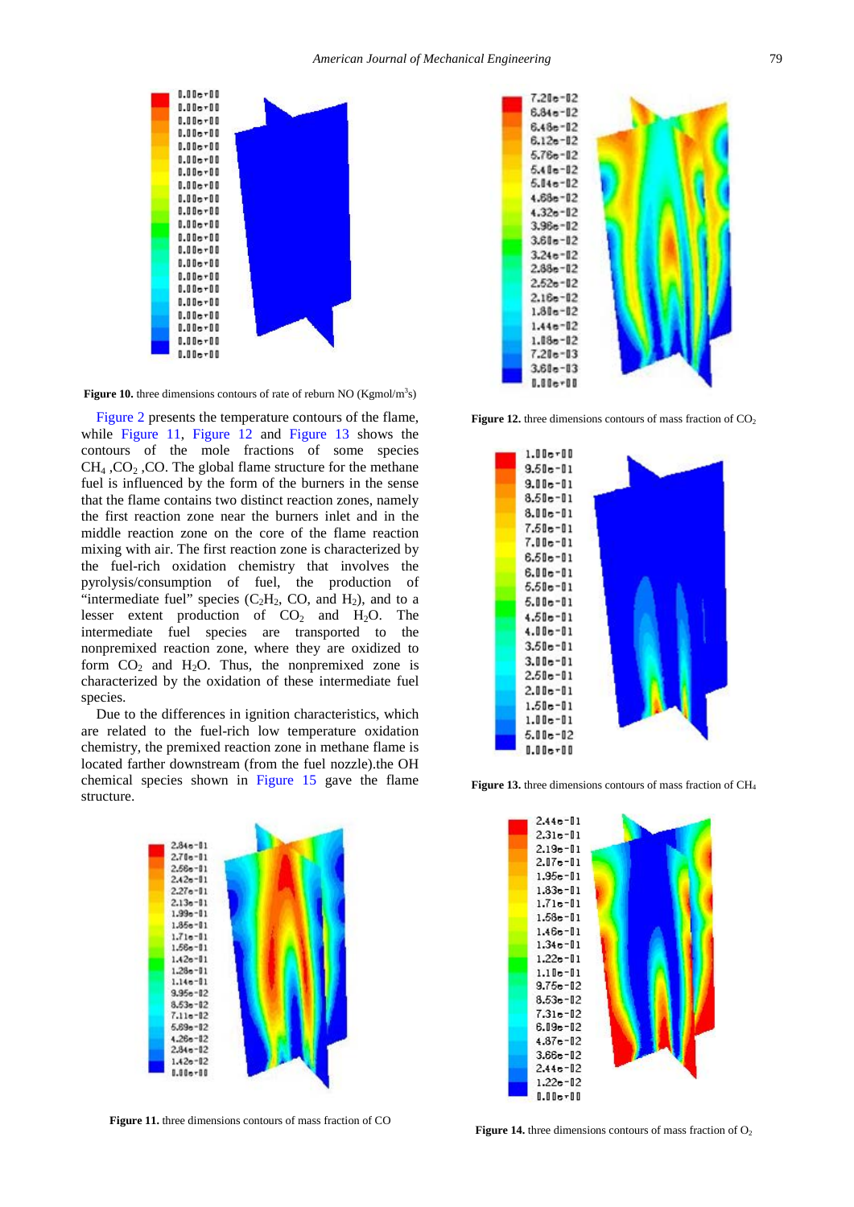**Figure 10.** three dimensions contours of rate of reburn NO (Kgmol/m[3]s)

Figure 2 presents the temperature contours of the flame, while Figure 11, Figure 12 and Figure 13 shows the contours of the mole fractions of some species $CH_4$ ,$CO_2$ ,CO. The global flame structure for the methane fuel is influenced by the form of the burners in the sense that the flame contains two distinct reaction zones, namely the first reaction zone near the burners inlet and in the middle reaction zone on the core of the flame reaction mixing with air. The first reaction zone is characterized by the fuel-rich oxidation chemistry that involves the pyrolysis/consumption of fuel, the production of "intermediate fuel" species ($C_2H_2$, CO, and $H_2$), and to a lesser extent production of $CO_2$ and $H_2O$. The intermediate fuel species are transported to the nonpremixed reaction zone, where they are oxidized to form $CO_2$ and $H_2O$. Thus, the nonpremixed zone is characterized by the oxidation of these intermediate fuel species.

Due to the differences in ignition characteristics, which are related to the fuel-rich low temperature oxidation chemistry, the premixed reaction zone in methane flame is located farther downstream (from the fuel nozzle).the OH chemical species shown in Figure 15 gave the flame structure.

**Figure 11.** three dimensions contours of mass fraction of CO

**Figure 12.** three dimensions contours of mass fraction of $CO_2$

**Figure 13.** three dimensions contours of mass fraction of $CH_4$

**Figure 14.** three dimensions contours of mass fraction of $O_2$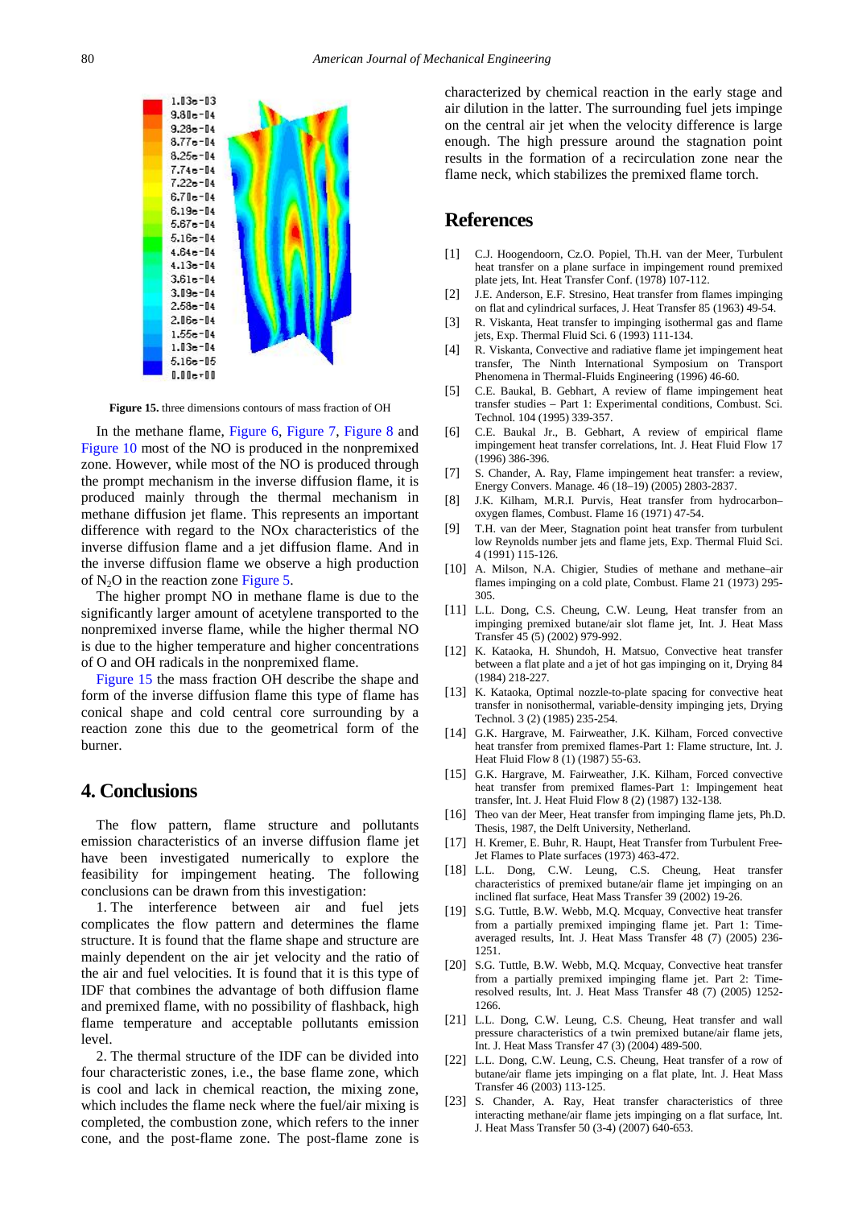**Figure 15.** three dimensions contours of mass fraction of OH

In the methane flame, Figure 6, Figure 7, Figure 8 and Figure 10 most of the NO is produced in the nonpremixed zone. However, while most of the NO is produced through the prompt mechanism in the inverse diffusion flame, it is produced mainly through the thermal mechanism in methane diffusion jet flame. This represents an important difference with regard to the NOx characteristics of the inverse diffusion flame and a jet diffusion flame. And in the inverse diffusion flame we observe a high production of $N_2O$ in the reaction zone Figure 5.

The higher prompt NO in methane flame is due to the significantly larger amount of acetylene transported to the nonpremixed inverse flame, while the higher thermal NO is due to the higher temperature and higher concentrations of O and OH radicals in the nonpremixed flame.

Figure 15 the mass fraction OH describe the shape and form of the inverse diffusion flame this type of flame has conical shape and cold central core surrounding by a reaction zone this due to the geometrical form of the burner.

## 4. Conclusions

The flow pattern, flame structure and pollutants emission characteristics of an inverse diffusion flame jet have been investigated numerically to explore the feasibility for impingement heating. The following conclusions can be drawn from this investigation:

1. The interference between air and fuel jets complicates the flow pattern and determines the flame structure. It is found that the flame shape and structure are mainly dependent on the air jet velocity and the ratio of the air and fuel velocities. It is found that it is this type of IDF that combines the advantage of both diffusion flame and premixed flame, with no possibility of flashback, high flame temperature and acceptable pollutants emission level.

2. The thermal structure of the IDF can be divided into four characteristic zones, i.e., the base flame zone, which is cool and lack in chemical reaction, the mixing zone, which includes the flame neck where the fuel/air mixing is completed, the combustion zone, which refers to the inner cone, and the post-flame zone. The post-flame zone is characterized by chemical reaction in the early stage and air dilution in the latter. The surrounding fuel jets impinge on the central air jet when the velocity difference is large enough. The high pressure around the stagnation point results in the formation of a recirculation zone near the flame neck, which stabilizes the premixed flame torch.

## References

[1] C.J. Hoogendoorn, Cz.O. Popiel, Th.H. van der Meer, Turbulent heat transfer on a plane surface in impingement round premixed plate jets, Int. Heat Transfer Conf. (1978) 107-112.

[2] J.E. Anderson, E.F. Stresino, Heat transfer from flames impinging on flat and cylindrical surfaces, J. Heat Transfer 85 (1963) 49-54.

[3] R. Viskanta, Heat transfer to impinging isothermal gas and flame jets, Exp. Thermal Fluid Sci. 6 (1993) 111-134.

[4] R. Viskanta, Convective and radiative flame jet impingement heat transfer, The Ninth International Symposium on Transport Phenomena in Thermal-Fluids Engineering (1996) 46-60.

[5] C.E. Baukal, B. Gebhart, A review of flame impingement heat transfer studies – Part 1: Experimental conditions, Combust. Sci. Technol. 104 (1995) 339-357.

[6] C.E. Baukal Jr., B. Gebhart, A review of empirical flame impingement heat transfer correlations, Int. J. Heat Fluid Flow 17 (1996) 386-396.

[7] S. Chander, A. Ray, Flame impingement heat transfer: a review, Energy Convers. Manage. 46 (18–19) (2005) 2803-2837.

[8] J.K. Kilham, M.R.I. Purvis, Heat transfer from hydrocarbon–oxygen flames, Combust. Flame 16 (1971) 47-54.

[9] T.H. van der Meer, Stagnation point heat transfer from turbulent low Reynolds number jets and flame jets, Exp. Thermal Fluid Sci. 4 (1991) 115-126.

[10] A. Milson, N.A. Chigier, Studies of methane and methane–air flames impinging on a cold plate, Combust. Flame 21 (1973) 295-305.

[11] L.L. Dong, C.S. Cheung, C.W. Leung, Heat transfer from an impinging premixed butane/air slot flame jet, Int. J. Heat Mass Transfer 45 (5) (2002) 979-992.

[12] K. Kataoka, H. Shundoh, H. Matsuo, Convective heat transfer between a flat plate and a jet of hot gas impinging on it, Drying 84 (1984) 218-227.

[13] K. Kataoka, Optimal nozzle-to-plate spacing for convective heat transfer in nonisothermal, variable-density impinging jets, Drying Technol. 3 (2) (1985) 235-254.

[14] G.K. Hargrave, M. Fairweather, J.K. Kilham, Forced convective heat transfer from premixed flames-Part 1: Flame structure, Int. J. Heat Fluid Flow 8 (1) (1987) 55-63.

[15] G.K. Hargrave, M. Fairweather, J.K. Kilham, Forced convective heat transfer from premixed flames-Part 1: Impingement heat transfer, Int. J. Heat Fluid Flow 8 (2) (1987) 132-138.

[16] Theo van der Meer, Heat transfer from impinging flame jets, Ph.D. Thesis, 1987, the Delft University, Netherland.

[17] H. Kremer, E. Buhr, R. Haupt, Heat Transfer from Turbulent Free-Jet Flames to Plate surfaces (1973) 463-472.

[18] L.L. Dong, C.W. Leung, C.S. Cheung, Heat transfer characteristics of premixed butane/air flame jet impinging on an inclined flat surface, Heat Mass Transfer 39 (2002) 19-26.

[19] S.G. Tuttle, B.W. Webb, M.Q. Mcquay, Convective heat transfer from a partially premixed impinging flame jet. Part 1: Time-averaged results, Int. J. Heat Mass Transfer 48 (2005) 236-1251.

[20] S.G. Tuttle, B.W. Webb, M.Q. Mcquay, Convective heat transfer from a partially premixed impinging flame jet. Part 2: Time-resolved results, Int. J. Heat Mass Transfer 48 (7) (2005) 1252-1266.

[21] L.L. Dong, C.W. Leung, C.S. Cheung, Heat transfer and wall pressure characteristics of a twin premixed butane/air flame jets, Int. J. Heat Mass Transfer 47 (3) (2004) 489-500.

[22] L.L. Dong, C.W. Leung, C.S. Cheung, Heat transfer of a row of butane/air flame jets impinging on a flat plate, Int. J. Heat Mass Transfer 46 (2003) 113-125.

[23] S. Chander, A. Ray, Heat transfer characteristics of three interacting methane/air flame jets impinging on a flat surface, Int. J. Heat Mass Transfer 50 (3-4) (2007) 640-653.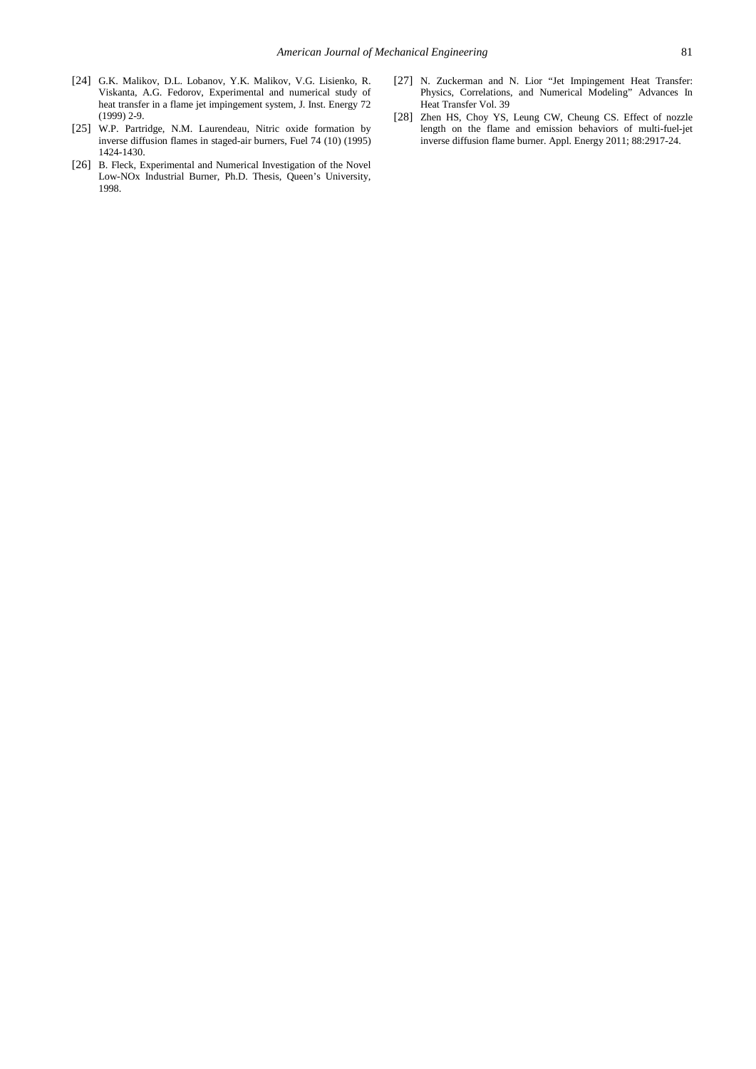[24] G.K. Malikov, D.L. Lobanov, Y.K. Malikov, V.G. Lisienko, R. Viskanta, A.G. Fedorov, Experimental and numerical study of heat transfer in a flame jet impingement system, J. Inst. Energy 72 (1999) 2-9.

[25] W.P. Partridge, N.M. Laurendeau, Nitric oxide formation by inverse diffusion flames in staged-air burners, Fuel 74 (10) (1995) 1424-1430.

[26] B. Fleck, Experimental and Numerical Investigation of the Novel Low-NOx Industrial Burner, Ph.D. Thesis, Queen's University, 1998.

[27] N. Zuckerman and N. Lior "Jet Impingement Heat Transfer: Physics, Correlations, and Numerical Modeling" Advances In Heat Transfer Vol. 39

[28] Zhen HS, Choy YS, Leung CW, Cheung CS. Effect of nozzle length on the flame and emission behaviors of multi-fuel-jet inverse diffusion flame burner. Appl. Energy 2011; 88:2917-24.